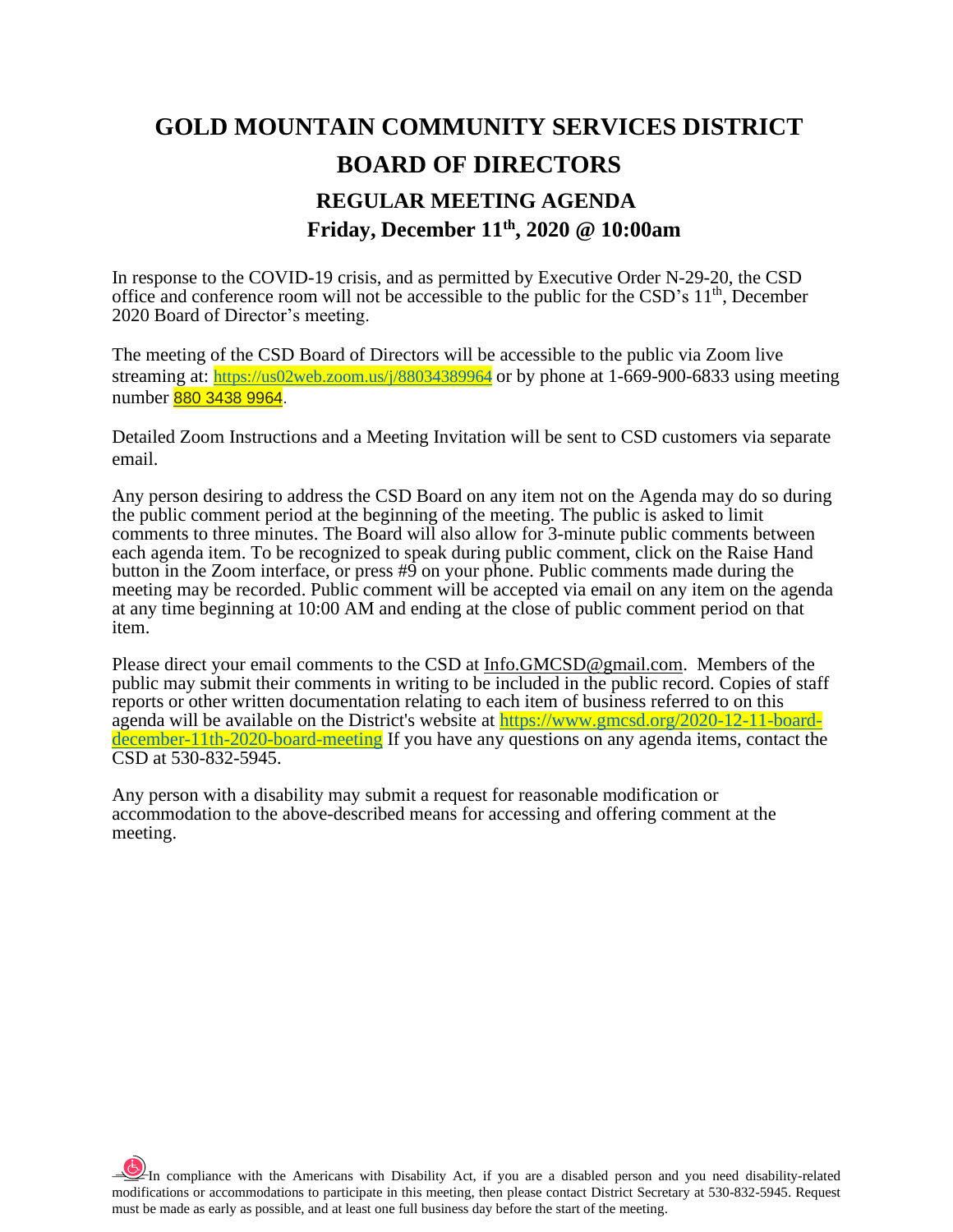# GOLD MOUNTAIN COMMUNITY SERVICES DISTRICT

# BOARD OF DIRECTORS

## REGULAR MEETING AGENDA

### Friday, December 11th, 2020 @ 10:00am

In response to the COVID-19 crisis, and as permitted by Executive Order N-29-20, the CSD office and conference room will not be accessible to the public for the CSD's 11th, December 2020 Board of Director's meeting.

The meeting of the CSD Board of Directors will be accessible to the public via Zoom live streaming at: https://us02web.zoom.us/j/88034389964 or by phone at 1-669-900-6833 using meeting number 880 3438 9964.

Detailed Zoom Instructions and a Meeting Invitation will be sent to CSD customers via separate email.

Any person desiring to address the CSD Board on any item not on the Agenda may do so during the public comment period at the beginning of the meeting. The public is asked to limit comments to three minutes. The Board will also allow for 3-minute public comments between each agenda item. To be recognized to speak during public comment, click on the Raise Hand button in the Zoom interface, or press #9 on your phone. Public comments made during the meeting may be recorded. Public comment will be accepted via email on any item on the agenda at any time beginning at 10:00 AM and ending at the close of public comment period on that item.

Please direct your email comments to the CSD at Info.GMCSD@gmail.com. Members of the public may submit their comments in writing to be included in the public record. Copies of staff reports or other written documentation relating to each item of business referred to on this agenda will be available on the District's website at https://www.gmcsd.org/2020-12-11-board-december-11th-2020-board-meeting If you have any questions on any agenda items, contact the CSD at 530-832-5945.

Any person with a disability may submit a request for reasonable modification or accommodation to the above-described means for accessing and offering comment at the meeting.

In compliance with the Americans with Disability Act, if you are a disabled person and you need disability-related modifications or accommodations to participate in this meeting, then please contact District Secretary at 530-832-5945. Request must be made as early as possible, and at least one full business day before the start of the meeting.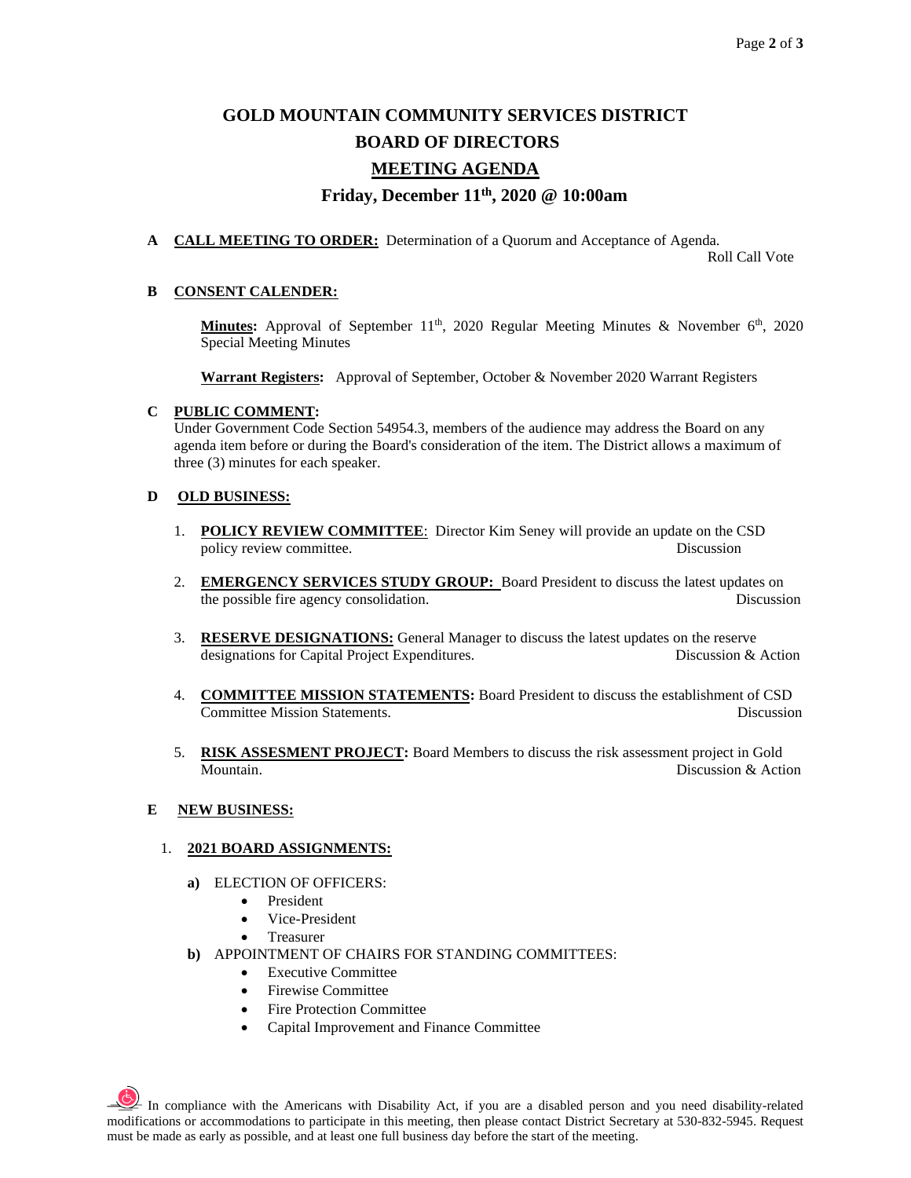# GOLD MOUNTAIN COMMUNITY SERVICES DISTRICT
## BOARD OF DIRECTORS
## MEETING AGENDA
### Friday, December 11th, 2020 @ 10:00am

**A** **CALL MEETING TO ORDER:** Determination of a Quorum and Acceptance of Agenda.
Roll Call Vote

**B** **CONSENT CALENDER:**

**Minutes:** Approval of September 11th, 2020 Regular Meeting Minutes & November 6th, 2020 Special Meeting Minutes

**Warrant Registers:** Approval of September, October & November 2020 Warrant Registers

**C** **PUBLIC COMMENT:**
Under Government Code Section 54954.3, members of the audience may address the Board on any agenda item before or during the Board's consideration of the item. The District allows a maximum of three (3) minutes for each speaker.

**D** **OLD BUSINESS:**

1. **POLICY REVIEW COMMITTEE**: Director Kim Seney will provide an update on the CSD policy review committee. Discussion

2. **EMERGENCY SERVICES STUDY GROUP:** Board President to discuss the latest updates on the possible fire agency consolidation. Discussion

3. **RESERVE DESIGNATIONS:** General Manager to discuss the latest updates on the reserve designations for Capital Project Expenditures. Discussion & Action

4. **COMMITTEE MISSION STATEMENTS:** Board President to discuss the establishment of CSD Committee Mission Statements. Discussion

5. **RISK ASSESMENT PROJECT:** Board Members to discuss the risk assessment project in Gold Mountain. Discussion & Action

**E** **NEW BUSINESS:**

1. **2021 BOARD ASSIGNMENTS:**

   **a)** ELECTION OF OFFICERS:
   - President
   - Vice-President
   - Treasurer

   **b)** APPOINTMENT OF CHAIRS FOR STANDING COMMITTEES:
   - Executive Committee
   - Firewise Committee
   - Fire Protection Committee
   - Capital Improvement and Finance Committee

In compliance with the Americans with Disability Act, if you are a disabled person and you need disability-related modifications or accommodations to participate in this meeting, then please contact District Secretary at 530-832-5945. Request must be made as early as possible, and at least one full business day before the start of the meeting.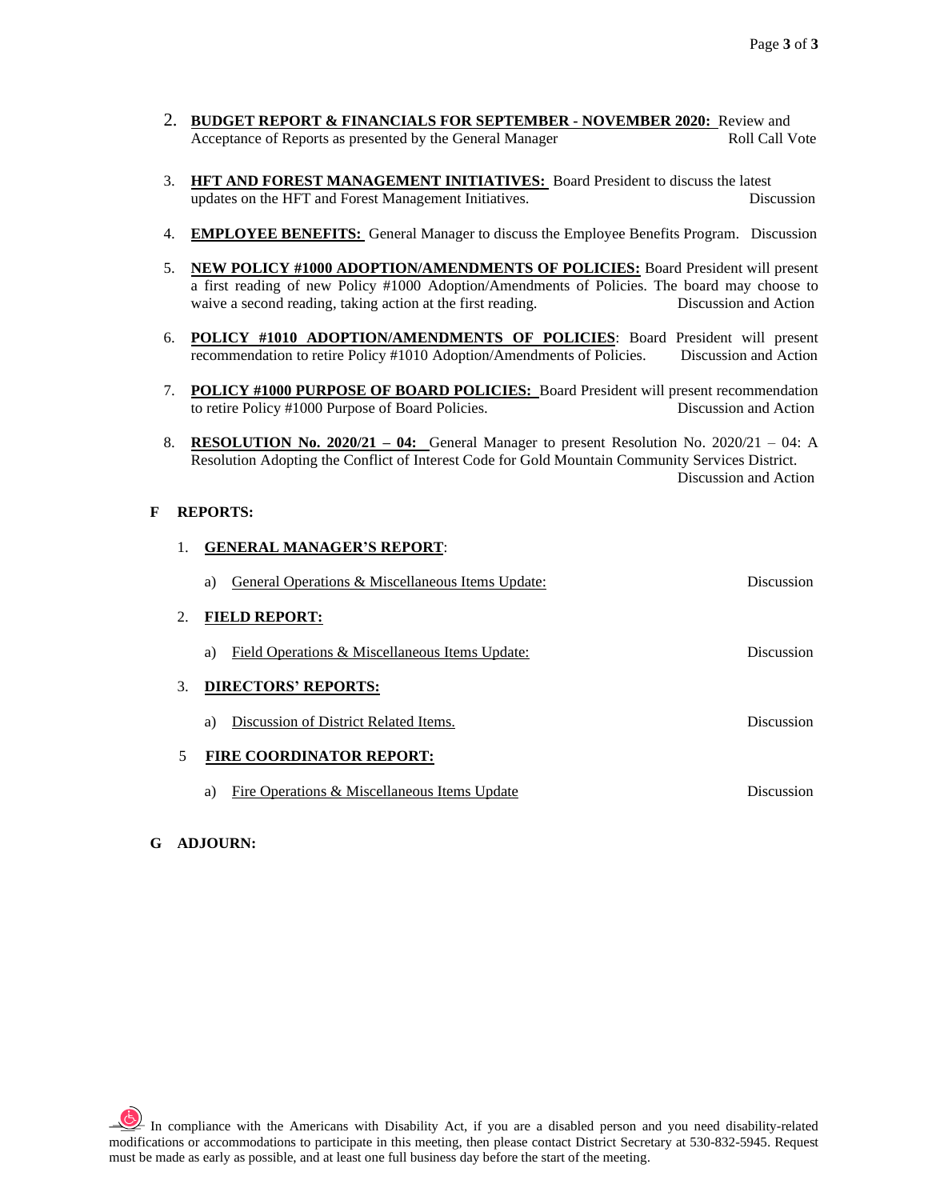2. **BUDGET REPORT & FINANCIALS FOR SEPTEMBER - NOVEMBER 2020:** Review and Acceptance of Reports as presented by the General Manager — Roll Call Vote

3. **HFT AND FOREST MANAGEMENT INITIATIVES:** Board President to discuss the latest updates on the HFT and Forest Management Initiatives. — Discussion

4. **EMPLOYEE BENEFITS:** General Manager to discuss the Employee Benefits Program. — Discussion

5. **NEW POLICY #1000 ADOPTION/AMENDMENTS OF POLICIES:** Board President will present a first reading of new Policy #1000 Adoption/Amendments of Policies. The board may choose to waive a second reading, taking action at the first reading. — Discussion and Action

6. **POLICY #1010 ADOPTION/AMENDMENTS OF POLICIES**: Board President will present recommendation to retire Policy #1010 Adoption/Amendments of Policies. — Discussion and Action

7. **POLICY #1000 PURPOSE OF BOARD POLICIES:** Board President will present recommendation to retire Policy #1000 Purpose of Board Policies. — Discussion and Action

8. **RESOLUTION No. 2020/21 – 04:** General Manager to present Resolution No. 2020/21 – 04: A Resolution Adopting the Conflict of Interest Code for Gold Mountain Community Services District. — Discussion and Action

## F REPORTS:

1. **GENERAL MANAGER'S REPORT**:
   a) General Operations & Miscellaneous Items Update: — Discussion

2. **FIELD REPORT:**
   a) Field Operations & Miscellaneous Items Update: — Discussion

3. **DIRECTORS' REPORTS:**
   a) Discussion of District Related Items. — Discussion

5 **FIRE COORDINATOR REPORT:**
   a) Fire Operations & Miscellaneous Items Update — Discussion

## G ADJOURN:

In compliance with the Americans with Disability Act, if you are a disabled person and you need disability-related modifications or accommodations to participate in this meeting, then please contact District Secretary at 530-832-5945. Request must be made as early as possible, and at least one full business day before the start of the meeting.